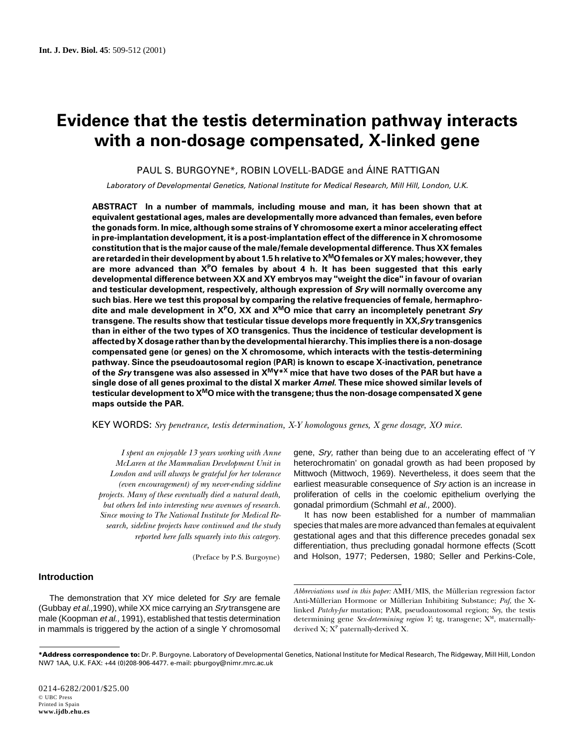# Evidence that the testis determination pathway interacts with a non-dosage compensated, X-linked gene

PAUL S. BURGOYNE*, ROBIN LOVELL-BADGE and ÁINE RATTIGAN

*Laboratory of Developmental Genetics, National Institute for Medical Research, Mill Hill, London, U.K.*

**ABSTRACT** **In a number of mammals, including mouse and man, it has been shown that at equivalent gestational ages, males are developmentally more advanced than females, even before the gonads form. In mice, although some strains of Y chromosome exert a minor accelerating effect in pre-implantation development, it is a post-implantation effect of the difference in X chromosome constitution that is the major cause of the male/female developmental difference. Thus XX females are retarded in their development by about 1.5 h relative to $X^MO$ females or XY males; however, they are more advanced than $X^PO$ females by about 4 h. It has been suggested that this early developmental difference between XX and XY embryos may "weight the dice" in favour of ovarian and testicular development, respectively, although expression of *Sry* will normally overcome any such bias. Here we test this proposal by comparing the relative frequencies of female, hermaphrodite and male development in $X^PO$, XX and $X^MO$ mice that carry an incompletely penetrant *Sry* transgene. The results show that testicular tissue develops more frequently in XX,*Sry* transgenics than in either of the two types of XO transgenics. Thus the incidence of testicular development is affected by X dosage rather than by the developmental hierarchy. This implies there is a non-dosage compensated gene (or genes) on the X chromosome, which interacts with the testis-determining pathway. Since the pseudoautosomal region (PAR) is known to escape X-inactivation, penetrance of the *Sry* transgene was also assessed in $X^MY^{*X}$ mice that have two doses of the PAR but have a single dose of all genes proximal to the distal X marker *Amel*. These mice showed similar levels of testicular development to $X^MO$ mice with the transgene; thus the non-dosage compensated X gene maps outside the PAR.**

KEY WORDS: *Sry penetrance, testis determination, X-Y homologous genes, X gene dosage, XO mice.*

*I spent an enjoyable 13 years working with Anne McLaren at the Mammalian Development Unit in London and will always be grateful for her tolerance (even encouragement) of my never-ending sideline projects. Many of these eventually died a natural death, but others led into interesting new avenues of research. Since moving to The National Institute for Medical Research, sideline projects have continued and the study reported here falls squarely into this category.*

(Preface by P.S. Burgoyne)

## Introduction

The demonstration that XY mice deleted for *Sry* are female (Gubbay *et al.*,1990), while XX mice carrying an *Sry* transgene are male (Koopman *et al.*, 1991), established that testis determination in mammals is triggered by the action of a single Y chromosomal gene, *Sry*, rather than being due to an accelerating effect of 'Y heterochromatin' on gonadal growth as had been proposed by Mittwoch (Mittwoch, 1969). Nevertheless, it does seem that the earliest measurable consequence of *Sry* action is an increase in proliferation of cells in the coelomic epithelium overlying the gonadal primordium (Schmahl *et al.*, 2000).

It has now been established for a number of mammalian species that males are more advanced than females at equivalent gestational ages and that this difference precedes gonadal sex differentiation, thus precluding gonadal hormone effects (Scott and Holson, 1977; Pedersen, 1980; Seller and Perkins-Cole,

*Abbreviations used in this paper:* AMH/MIS, the Müllerian regression factor Anti-Müllerian Hormone or Müllerian Inhibiting Substance; *Paf*, the X-linked *Patchy-fur* mutation; PAR, pseudoautosomal region; *Sry*, the testis determining gene *Sex-determining region Y*; tg, transgene; $X^M$, maternally-derived X; $X^P$ paternally-derived X.

***Address correspondence to:** Dr. P. Burgoyne. Laboratory of Developmental Genetics, National Institute for Medical Research, The Ridgeway, Mill Hill, London NW7 1AA, U.K. FAX: +44 (0)208-906-4477. e-mail: pburgoy@nimr.mrc.ac.uk

0214-6282/2001/$25.00
© UBC Press
Printed in Spain
**www.ijdb.ehu.es**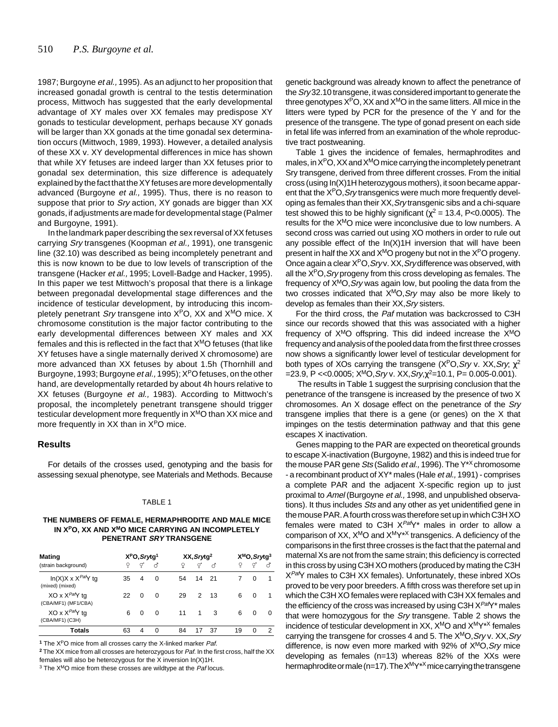1987; Burgoyne *et al.,* 1995). As an adjunct to her proposition that increased gonadal growth is central to the testis determination process, Mittwoch has suggested that the early developmental advantage of XY males over XX females may predispose XY gonads to testicular development, perhaps because XY gonads will be larger than XX gonads at the time gonadal sex determination occurs (Mittwoch, 1989, 1993). However, a detailed analysis of these XX v. XY developmental differences in mice has shown that while XY fetuses are indeed larger than XX fetuses prior to gonadal sex determination, this size difference is adequately explained by the fact that the XY fetuses are more developmentally advanced (Burgoyne *et al.,* 1995). Thus, there is no reason to suppose that prior to *Sry* action, XY gonads are bigger than XX gonads, if adjustments are made for developmental stage (Palmer and Burgoyne, 1991).

In the landmark paper describing the sex reversal of XX fetuses carrying *Sry* transgenes (Koopman *et al.,* 1991), one transgenic line (32.10) was described as being incompletely penetrant and this is now known to be due to low levels of transcription of the transgene (Hacker *et al.,* 1995; Lovell-Badge and Hacker, 1995). In this paper we test Mittwoch's proposal that there is a linkage between pregonadal developmental stage differences and the incidence of testicular development, by introducing this incompletely penetrant *Sry* transgene into $X^PO$, XX and $X^MO$ mice. X chromosome constitution is the major factor contributing to the early developmental differences between XY males and XX females and this is reflected in the fact that $X^MO$ fetuses (that like XY fetuses have a single maternally derived X chromosome) are more advanced than XX fetuses by about 1.5h (Thornhill and Burgoyne, 1993; Burgoyne *et al.,* 1995); $X^PO$ fetuses, on the other hand, are developmentally retarded by about 4h hours relative to XX fetuses (Burgoyne *et al.,* 1983). According to Mittwoch's proposal, the incompletely penetrant transgene should trigger testicular development more frequently in $X^MO$ than XX mice and more frequently in XX than in $X^PO$ mice.

## Results

For details of the crosses used, genotyping and the basis for assessing sexual phenotype, see Materials and Methods. Because genetic background was already known to affect the penetrance of the *Sry* 32.10 transgene, it was considered important to generate the three genotypes $X^PO$, XX and $X^MO$ in the same litters. All mice in the litters were typed by PCR for the presence of the Y and for the presence of the transgene. The type of gonad present on each side in fetal life was inferred from an examination of the whole reproductive tract postweaning.

Table 1 gives the incidence of females, hermaphrodites and males, in $X^PO$, XX and $X^MO$ mice carrying the incompletely penetrant Sry transgene, derived from three different crosses. From the initial cross (using In(X)1H heterozygous mothers), it soon became apparent that the $X^PO$,*Sry* transgenics were much more frequently developing as females than their XX,*Sry* transgenic sibs and a chi-square test showed this to be highly significant ($\chi^2$ = 13.4, P<0.0005). The results for the $X^MO$ mice were inconclusive due to low numbers. A second cross was carried out using XO mothers in order to rule out any possible effect of the In(X)1H inversion that will have been present in half the XX and $X^MO$ progeny but not in the $X^PO$ progeny. Once again a clear $X^PO$,*Sry* v. XX,*Sry* difference was observed, with all the $X^PO$,*Sry* progeny from this cross developing as females. The frequency of $X^MO$,*Sry* was again low, but pooling the data from the two crosses indicated that $X^MO$,*Sry* may also be more likely to develop as females than their XX,*Sry* sisters.

For the third cross, the *Paf* mutation was backcrossed to C3H since our records showed that this was associated with a higher frequency of $X^MO$ offspring. This did indeed increase the $X^MO$ frequency and analysis of the pooled data from the first three crosses now shows a significantly lower level of testicular development for both types of XOs carrying the transgene ($X^PO$,*Sry* v. XX,*Sry*; $\chi^2$ =23.9, P <<0.0005; $X^MO$,*Sry* v. XX,*Sry*,$\chi^2$=10.1, P= 0.005-0.001).

The results in Table 1 suggest the surprising conclusion that the penetrance of the transgene is increased by the presence of two X chromosomes. An X dosage effect on the penetrance of the *Sry* transgene implies that there is a gene (or genes) on the X that impinges on the testis determination pathway and that this gene escapes X inactivation.

Genes mapping to the PAR are expected on theoretical grounds to escape X-inactivation (Burgoyne, 1982) and this is indeed true for the mouse PAR gene *Sts* (Salido *et al.,* 1996). The $Y^{*X}$ chromosome - a recombinant product of XY* males (Hale *et al.,* 1991) - comprises a complete PAR and the adjacent X-specific region up to just proximal to *Amel* (Burgoyne *et al.,* 1998, and unpublished observations). It thus includes *Sts* and any other as yet unidentified gene in the mouse PAR. A fourth cross was therefore set up in which C3H XO females were mated to C3H $X^{Paf}Y^*$ males in order to allow a comparison of XX, $X^MO$ and $X^MY^{*X}$ transgenics. A deficiency of the comparisons in the first three crosses is the fact that the paternal and maternal Xs are not from the same strain; this deficiency is corrected in this cross by using C3H XO mothers (produced by mating the C3H $X^{Paf}Y$ males to C3H XX females). Unfortunately, these inbred XOs proved to be very poor breeders. A fifth cross was therefore set up in which the C3H XO females were replaced with C3H XX females and the efficiency of the cross was increased by using C3H $X^{Paf}Y^*$ males that were homozygous for the *Sry* transgene. Table 2 shows the incidence of testicular development in XX, $X^MO$ and $X^MY^{*X}$ females carrying the transgene for crosses 4 and 5. The $X^MO$,*Sry* v. XX,*Sry* difference, is now even more marked with 92% of $X^MO$,*Sry* mice developing as females (n=13) whereas 82% of the XXs were hermaphrodite or male (n=17). The $X^MY^{*X}$ mice carrying the transgene

TABLE 1

**THE NUMBERS OF FEMALE, HERMAPHRODITE AND MALE MICE IN $X^PO$, XX AND $X^MO$ MICE CARRYING AN INCOMPLETELY PENETRANT *SRY* TRANSGENE**

| Mating (strain background) | $X^PO$,*Srytg*[1] | | | XX,*Srytg*[2] | | | $X^MO$,*Srytg*[3] | | |
|---|---|---|---|---|---|---|---|---|---|
| | ♀ | ⚥ | ♂ | ♀ | ⚥ | ♂ | ♀ | ⚥ | ♂ |
| In(X)X x $X^{Paf}Y$ tg (mixed) (mixed) | 35 | 4 | 0 | 54 | 14 | 21 | 7 | 0 | 1 |
| XO x $X^{Paf}Y$ tg (CBA/MF1) (MF1/CBA) | 22 | 0 | 0 | 29 | 2 | 13 | 6 | 0 | 1 |
| XO x $X^{Paf}Y$ tg (CBA/MF1) (C3H) | 6 | 0 | 0 | 11 | 1 | 3 | 6 | 0 | 0 |
| **Totals** | 63 | 4 | 0 | 84 | 17 | 37 | 19 | 0 | 2 |

[1] The $X^PO$ mice from all crosses carry the X-linked marker *Paf*.
[2] The XX mice from all crosses are heterozygous for *Paf*. In the first cross, half the XX females will also be heterozygous for the X inversion In(X)1H.
[3] The $X^MO$ mice from these crosses are wildtype at the *Paf* locus.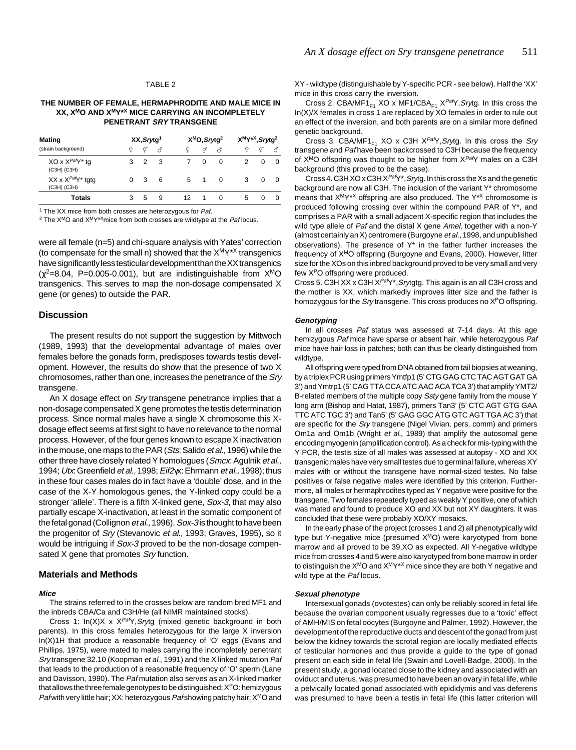TABLE 2

**THE NUMBER OF FEMALE, HERMAPHRODITE AND MALE MICE IN XX, $X^MO$ AND $X^MY^{*X}$ MICE CARRYING AN INCOMPLETELY PENETRANT *SRY* TRANSGENE**

| Mating (strain background) | XX,*Srytg*[1] | | | $X^MO$,*Srytg*[2] | | | $X^MY^{*X}$,*Srytg*[2] | | |
|---|---|---|---|---|---|---|---|---|---|
| | ♀ | ⚥ | ♂ | ♀ | ⚥ | ♂ | ♀ | ⚥ | ♂ |
| XO x $X^{Paf}Y^*$ tg (C3H) (C3H) | 3 | 2 | 3 | 7 | 0 | 0 | 2 | 0 | 0 |
| XX x $X^{Paf}Y^*$ tgtg (C3H) (C3H) | 0 | 3 | 6 | 5 | 1 | 0 | 3 | 0 | 0 |
| **Totals** | 3 | 5 | 9 | 12 | 1 | 0 | 5 | 0 | 0 |

[1] The XX mice from both crosses are heterozygous for *Paf.*

[2] The $X^MO$ and $X^MY^{*X}$mice from both crosses are wildtype at the *Paf* locus.

were all female (n=5) and chi-square analysis with Yates' correction (to compensate for the small n) showed that the $X^MY^{*X}$ transgenics have significantly less testicular development than the XX transgenics ($\chi^2$=8.04, P=0.005-0.001), but are indistinguishable from $X^MO$ transgenics. This serves to map the non-dosage compensated X gene (or genes) to outside the PAR.

## Discussion

The present results do not support the suggestion by Mittwoch (1989, 1993) that the developmental advantage of males over females before the gonads form, predisposes towards testis development. However, the results do show that the presence of two X chromosomes, rather than one, increases the penetrance of the *Sry* transgene.

An X dosage effect on *Sry* transgene penetrance implies that a non-dosage compensated X gene promotes the testis determination process. Since normal males have a single X chromosome this X-dosage effect seems at first sight to have no relevance to the normal process. However, of the four genes known to escape X inactivation in the mouse, one maps to the PAR (*Sts*: Salido *et al.,* 1996) while the other three have closely related Y homologues (*Smcx*: Agulnik *et al.,* 1994; *Utx*: Greenfield *et al.,* 1998; *Eif2γx*: Ehrmann *et al.,* 1998); thus in these four cases males do in fact have a 'double' dose, and in the case of the X-Y homologous genes, the Y-linked copy could be a stronger 'allele'. There is a fifth X-linked gene, *Sox-3*, that may also partially escape X-inactivation, at least in the somatic component of the fetal gonad (Collignon *et al.,* 1996). *Sox-3* is thought to have been the progenitor of *Sry* (Stevanovic *et al.,* 1993; Graves, 1995), so it would be intriguing if *Sox-3* proved to be the non-dosage compensated X gene that promotes *Sry* function.

## Materials and Methods

### Mice

The strains referred to in the crosses below are random bred MF1 and the inbreds CBA/Ca and C3H/He (all NIMR maintained stocks).

Cross 1: In(X)X x $X^{Paf}Y$,*Srytg* (mixed genetic background in both parents). In this cross females heterozygous for the large X inversion In(X)1H that produce a reasonable frequency of 'O' eggs (Evans and Phillips, 1975), were mated to males carrying the incompletely penetrant *Sry* transgene 32.10 (Koopman *et al.,* 1991) and the X linked mutation *Paf* that leads to the production of a reasonable frequency of 'O' sperm (Lane and Davisson, 1990). The *Paf* mutation also serves as an X-linked marker that allows the three female genotypes to be distinguished; $X^PO$: hemizygous *Paf* with very little hair; XX: heterozygous *Paf* showing patchy hair; $X^MO$ and XY - wildtype (distinguishable by Y-specific PCR - see below). Half the 'XX' mice in this cross carry the inversion.

Cross 2. CBA/MF1$_{F1}$ XO x MF1/CBA$_{F1}$ $X^{Paf}Y$,*Srytg*. In this cross the In(X)/X females in cross 1 are replaced by XO females in order to rule out an effect of the inversion, and both parents are on a similar more defined genetic background.

Cross 3. CBA/MF1$_{F1}$ XO x C3H $X^{Paf}Y$,*Srytg*. In this cross the *Sry* transgene and *Paf* have been backcrossed to C3H because the frequency of $X^MO$ offspring was thought to be higher from $X^{Paf}Y$ males on a C3H background (this proved to be the case).

Cross 4. C3H XO x C3H $X^{Paf}Y^*$,*Srytg*. In this cross the Xs and the genetic background are now all C3H. The inclusion of the variant Y* chromosome means that $X^MY^{*X}$ offspring are also produced. The $Y^{*X}$ chromosome is produced following crossing over within the compound PAR of Y*, and comprises a PAR with a small adjacent X-specific region that includes the wild type allele of *Paf* and the distal X gene *Amel*, together with a non-Y (almost certainly an X) centromere (Burgoyne *et al.,* 1998, and unpublished observations). The presence of Y* in the father further increases the frequency of $X^MO$ offspring (Burgoyne and Evans, 2000). However, litter size for the XOs on this inbred background proved to be very small and very few $X^PO$ offspring were produced.

Cross 5. C3H XX x C3H $X^{Paf}Y^*$,*Srytgtg*. This again is an all C3H cross and the mother is XX, which markedly improves litter size and the father is homozygous for the *Sry* transgene. This cross produces no $X^PO$ offspring.

### Genotyping

In all crosses *Paf* status was assessed at 7-14 days. At this age hemizygous *Paf* mice have sparse or absent hair, while heterozygous *Paf* mice have hair loss in patches; both can thus be clearly distinguished from wildtype.

All offspring were typed from DNA obtained from tail biopsies at weaning, by a triplex PCR using primers Ymtfp1 (5' CTG GAG CTC TAC AGT GAT GA 3') and Ymtrp1 (5' CAG TTA CCA ATC AAC ACA TCA 3') that amplify YMT2/B-related members of the multiple copy *Ssty* gene family from the mouse Y long arm (Bishop and Hatat, 1987), primers Tan3' (5' CTC AGT GTG GAA TTC ATC TGC 3') and Tan5' (5' GAG GGC ATG GTC AGT TGA AC 3') that are specific for the *Sry* transgene (Nigel Vivian, pers. comm) and primers Om1a and Om1b (Wright *et al.,* 1989) that amplify the autosomal gene encoding myogenin (amplification control). As a check for mis-typing with the Y PCR, the testis size of all males was assessed at autopsy - XO and XX transgenic males have very small testes due to germinal failure, whereas XY males with or without the transgene have normal-sized testes. No false positives or false negative males were identified by this criterion. Furthermore, all males or hermaphrodites typed as Y negative were positive for the transgene. Two females repeatedly typed as weakly Y positive, one of which was mated and found to produce XO and XX but not XY daughters. It was concluded that these were probably XO/XY mosaics.

In the early phase of the project (crosses 1 and 2) all phenotypically wild type but Y-negative mice (presumed $X^MO$) were karyotyped from bone marrow and all proved to be 39,XO as expected. All Y-negative wildtype mice from crosses 4 and 5 were also karyotyped from bone marrow in order to distinguish the $X^MO$ and $X^MY^{*X}$ mice since they are both Y negative and wild type at the *Paf* locus.

### Sexual phenotype

Intersexual gonads (ovotestes) can only be reliably scored in fetal life because the ovarian component usually regresses due to a 'toxic' effect of AMH/MIS on fetal oocytes (Burgoyne and Palmer, 1992). However, the development of the reproductive ducts and descent of the gonad from just below the kidney towards the scrotal region are locally mediated effects of testicular hormones and thus provide a guide to the type of gonad present on each side in fetal life (Swain and Lovell-Badge, 2000). In the present study, a gonad located close to the kidney and associated with an oviduct and uterus, was presumed to have been an ovary in fetal life, while a pelvically located gonad associated with epididymis and vas deferens was presumed to have been a testis in fetal life (this latter criterion will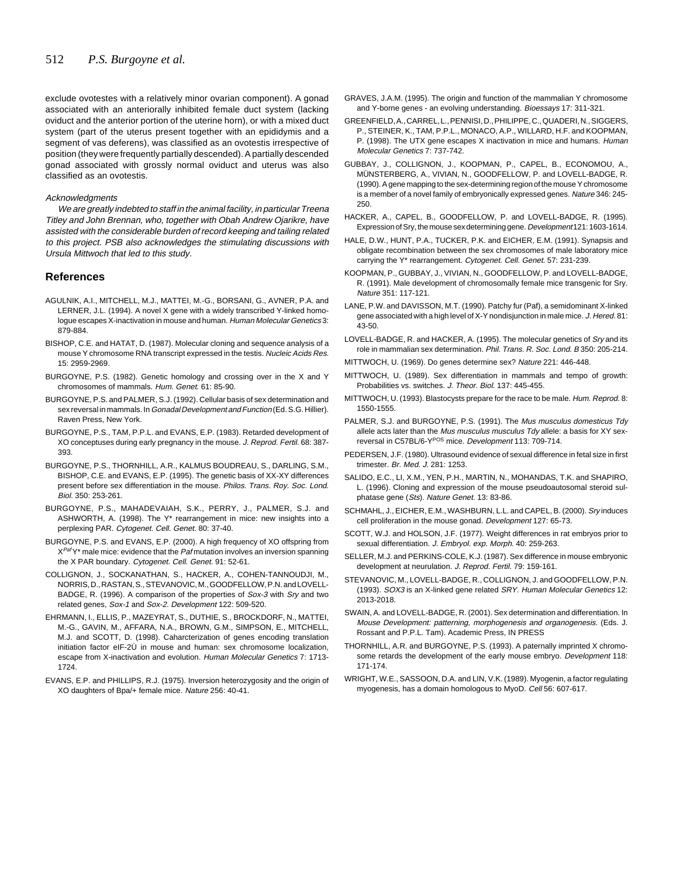exclude ovotestes with a relatively minor ovarian component). A gonad associated with an anteriorally inhibited female duct system (lacking oviduct and the anterior portion of the uterine horn), or with a mixed duct system (part of the uterus present together with an epididymis and a segment of vas deferens), was classified as an ovotestis irrespective of position (they were frequently partially descended). A partially descended gonad associated with grossly normal oviduct and uterus was also classified as an ovotestis.

*Acknowledgments*

*We are greatly indebted to staff in the animal facility, in particular Treena Titley and John Brennan, who, together with Obah Andrew Ojarikre, have assisted with the considerable burden of record keeping and tailing related to this project. PSB also acknowledges the stimulating discussions with Ursula Mittwoch that led to this study.*

## References

AGULNIK, A.I., MITCHELL, M.J., MATTEI, M.-G., BORSANI, G., AVNER, P.A. and LERNER, J.L. (1994). A novel X gene with a widely transcribed Y-linked homologue escapes X-inactivation in mouse and human. *Human Molecular Genetics* 3: 879-884.

BISHOP, C.E. and HATAT, D. (1987). Molecular cloning and sequence analysis of a mouse Y chromosome RNA transcript expressed in the testis. *Nucleic Acids Res.* 15: 2959-2969.

BURGOYNE, P.S. (1982). Genetic homology and crossing over in the X and Y chromosomes of mammals. *Hum. Genet.* 61: 85-90.

BURGOYNE, P.S. and PALMER, S.J. (1992). Cellular basis of sex determination and sex reversal in mammals. In *Gonadal Development and Function* (Ed. S.G. Hillier). Raven Press, New York.

BURGOYNE, P.S., TAM, P.P.L. and EVANS, E.P. (1983). Retarded development of XO conceptuses during early pregnancy in the mouse. *J. Reprod. Fertil.* 68: 387-393.

BURGOYNE, P.S., THORNHILL, A.R., KALMUS BOUDREAU, S., DARLING, S.M., BISHOP, C.E. and EVANS, E.P. (1995). The genetic basis of XX-XY differences present before sex differentiation in the mouse. *Philos. Trans. Roy. Soc. Lond. Biol.* 350: 253-261.

BURGOYNE, P.S., MAHADEVAIAH, S.K., PERRY, J., PALMER, S.J. and ASHWORTH, A. (1998). The Y* rearrangement in mice: new insights into a perplexing PAR. *Cytogenet. Cell. Genet.* 80: 37-40.

BURGOYNE, P.S. and EVANS, E.P. (2000). A high frequency of XO offspring from $X^{Paf}Y^*$ male mice: evidence that the *Paf* mutation involves an inversion spanning the X PAR boundary. *Cytogenet. Cell. Genet.* 91: 52-61.

COLLIGNON, J., SOCKANATHAN, S., HACKER, A., COHEN-TANNOUDJI, M., NORRIS, D., RASTAN, S., STEVANOVIC, M., GOODFELLOW, P.N. and LOVELL-BADGE, R. (1996). A comparison of the properties of *Sox-3* with *Sry* and two related genes, *Sox-1* and *Sox-2*. *Development* 122: 509-520.

EHRMANN, I., ELLIS, P., MAZEYRAT, S., DUTHIE, S., BROCKDORF, N., MATTEI, M.-G., GAVIN, M., AFFARA, N.A., BROWN, G.M., SIMPSON, E., MITCHELL, M.J. and SCOTT, D. (1998). Caharcterization of genes encoding translation initiation factor eIF-2Ù in mouse and human: sex chromosome localization, escape from X-inactivation and evolution. *Human Molecular Genetics* 7: 1713-1724.

EVANS, E.P. and PHILLIPS, R.J. (1975). Inversion heterozygosity and the origin of XO daughters of Bpa/+ female mice. *Nature* 256: 40-41.

GRAVES, J.A.M. (1995). The origin and function of the mammalian Y chromosome and Y-borne genes - an evolving understanding. *Bioessays* 17: 311-321.

GREENFIELD, A., CARREL, L., PENNISI, D., PHILIPPE, C., QUADERI, N., SIGGERS, P., STEINER, K., TAM, P.P.L., MONACO, A.P., WILLARD, H.F. and KOOPMAN, P. (1998). The UTX gene escapes X inactivation in mice and humans. *Human Molecular Genetics* 7: 737-742.

GUBBAY, J., COLLIGNON, J., KOOPMAN, P., CAPEL, B., ECONOMOU, A., MÜNSTERBERG, A., VIVIAN, N., GOODFELLOW, P. and LOVELL-BADGE, R. (1990). A gene mapping to the sex-determining region of the mouse Y chromosome is a member of a novel family of embryonically expressed genes. *Nature* 346: 245-250.

HACKER, A., CAPEL, B., GOODFELLOW, P. and LOVELL-BADGE, R. (1995). Expression of Sry, the mouse sex determining gene. *Development* 121: 1603-1614.

HALE, D.W., HUNT, P.A., TUCKER, P.K. and EICHER, E.M. (1991). Synapsis and obligate recombination between the sex chromosomes of male laboratory mice carrying the Y* rearrangement. *Cytogenet. Cell. Genet.* 57: 231-239.

KOOPMAN, P., GUBBAY, J., VIVIAN, N., GOODFELLOW, P. and LOVELL-BADGE, R. (1991). Male development of chromosomally female mice transgenic for Sry. *Nature* 351: 117-121.

LANE, P.W. and DAVISSON, M.T. (1990). Patchy fur (Paf), a semidominant X-linked gene associated with a high level of X-Y nondisjunction in male mice. *J. Hered.* 81: 43-50.

LOVELL-BADGE, R. and HACKER, A. (1995). The molecular genetics of *Sry* and its role in mammalian sex determination. *Phil. Trans. R. Soc. Lond. B* 350: 205-214.

MITTWOCH, U. (1969). Do genes determine sex? *Nature* 221: 446-448.

MITTWOCH, U. (1989). Sex differentiation in mammals and tempo of growth: Probabilities vs. switches. *J. Theor. Biol.* 137: 445-455.

MITTWOCH, U. (1993). Blastocysts prepare for the race to be male. *Hum. Reprod.* 8: 1550-1555.

PALMER, S.J. and BURGOYNE, P.S. (1991). The *Mus musculus domesticus Tdy* allele acts later than the *Mus musculus musculus Tdy* allele: a basis for XY sex-reversal in C57BL/6-$Y^{POS}$ mice. *Development* 113: 709-714.

PEDERSEN, J.F. (1980). Ultrasound evidence of sexual difference in fetal size in first trimester. *Br. Med. J.* 281: 1253.

SALIDO, E.C., LI, X.M., YEN, P.H., MARTIN, N., MOHANDAS, T.K. and SHAPIRO, L. (1996). Cloning and expression of the mouse pseudoautosomal steroid sulphatase gene (*Sts*). *Nature Genet.* 13: 83-86.

SCHMAHL, J., EICHER, E.M., WASHBURN, L.L. and CAPEL, B. (2000). *Sry* induces cell proliferation in the mouse gonad. *Development* 127: 65-73.

SCOTT, W.J. and HOLSON, J.F. (1977). Weight differences in rat embryos prior to sexual differentiation. *J. Embryol. exp. Morph.* 40: 259-263.

SELLER, M.J. and PERKINS-COLE, K.J. (1987). Sex difference in mouse embryonic development at neurulation. *J. Reprod. Fertil.* 79: 159-161.

STEVANOVIC, M., LOVELL-BADGE, R., COLLIGNON, J. and GOODFELLOW, P.N. (1993). *SOX3* is an X-linked gene related *SRY*. *Human Molecular Genetics* 12: 2013-2018.

SWAIN, A. and LOVELL-BADGE, R. (2001). Sex determination and differentiation. In *Mouse Development: patterning, morphogenesis and organogenesis.* (Eds. J. Rossant and P.P.L. Tam). Academic Press, IN PRESS

THORNHILL, A.R. and BURGOYNE, P.S. (1993). A paternally imprinted X chromosome retards the development of the early mouse embryo. *Development* 118: 171-174.

WRIGHT, W.E., SASSOON, D.A. and LIN, V.K. (1989). Myogenin, a factor regulating myogenesis, has a domain homologous to MyoD. *Cell* 56: 607-617.